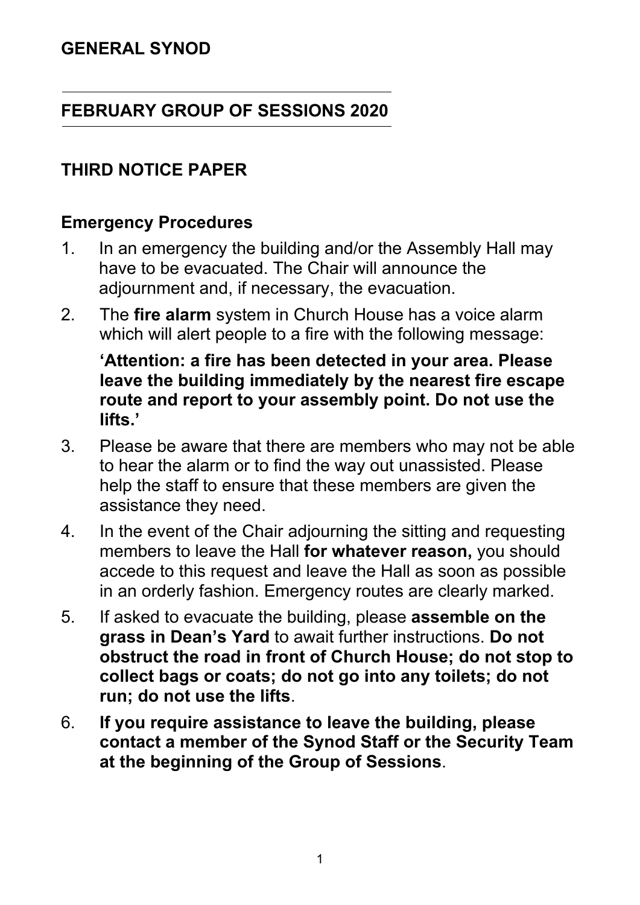# GENERAL SYNOD

## FEBRUARY GROUP OF SESSIONS 2020

## THIRD NOTICE PAPER

### Emergency Procedures

1. In an emergency the building and/or the Assembly Hall may have to be evacuated. The Chair will announce the adjournment and, if necessary, the evacuation.

2. The **fire alarm** system in Church House has a voice alarm which will alert people to a fire with the following message:

   **'Attention: a fire has been detected in your area. Please leave the building immediately by the nearest fire escape route and report to your assembly point. Do not use the lifts.'**

3. Please be aware that there are members who may not be able to hear the alarm or to find the way out unassisted. Please help the staff to ensure that these members are given the assistance they need.

4. In the event of the Chair adjourning the sitting and requesting members to leave the Hall **for whatever reason,** you should accede to this request and leave the Hall as soon as possible in an orderly fashion. Emergency routes are clearly marked.

5. If asked to evacuate the building, please **assemble on the grass in Dean's Yard** to await further instructions. **Do not obstruct the road in front of Church House; do not stop to collect bags or coats; do not go into any toilets; do not run; do not use the lifts**.

6. **If you require assistance to leave the building, please contact a member of the Synod Staff or the Security Team at the beginning of the Group of Sessions**.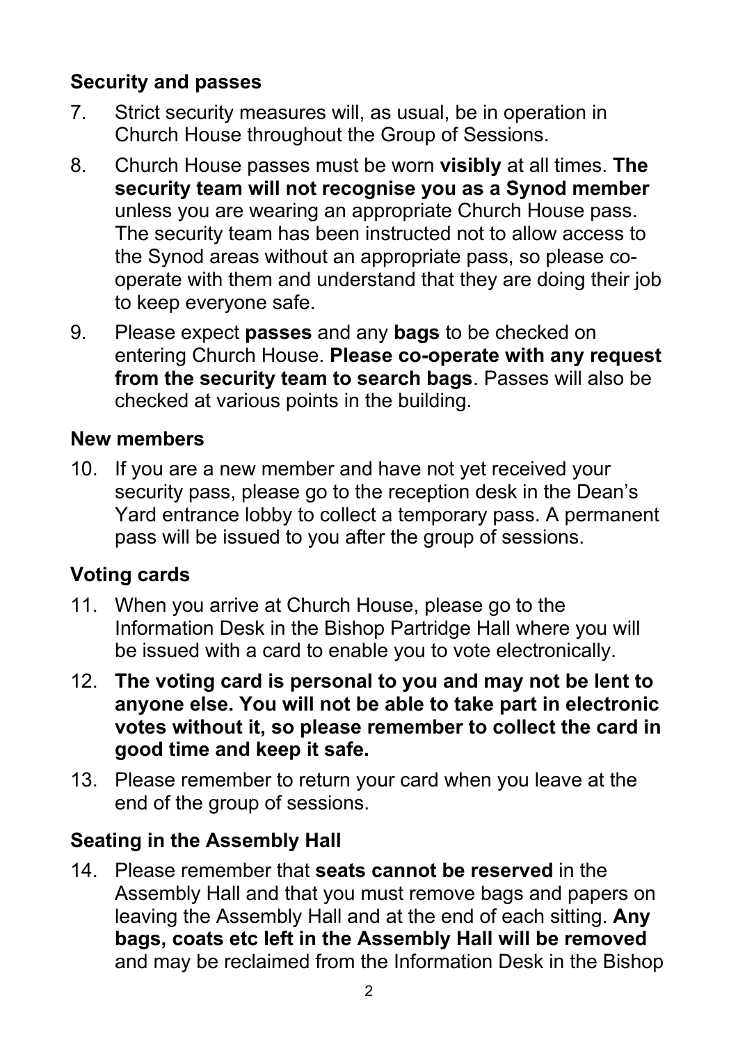## Security and passes

7. Strict security measures will, as usual, be in operation in Church House throughout the Group of Sessions.

8. Church House passes must be worn **visibly** at all times. **The security team will not recognise you as a Synod member** unless you are wearing an appropriate Church House pass. The security team has been instructed not to allow access to the Synod areas without an appropriate pass, so please co-operate with them and understand that they are doing their job to keep everyone safe.

9. Please expect **passes** and any **bags** to be checked on entering Church House. **Please co-operate with any request from the security team to search bags**. Passes will also be checked at various points in the building.

## New members

10. If you are a new member and have not yet received your security pass, please go to the reception desk in the Dean's Yard entrance lobby to collect a temporary pass. A permanent pass will be issued to you after the group of sessions.

## Voting cards

11. When you arrive at Church House, please go to the Information Desk in the Bishop Partridge Hall where you will be issued with a card to enable you to vote electronically.

12. **The voting card is personal to you and may not be lent to anyone else. You will not be able to take part in electronic votes without it, so please remember to collect the card in good time and keep it safe.**

13. Please remember to return your card when you leave at the end of the group of sessions.

## Seating in the Assembly Hall

14. Please remember that **seats cannot be reserved** in the Assembly Hall and that you must remove bags and papers on leaving the Assembly Hall and at the end of each sitting. **Any bags, coats etc left in the Assembly Hall will be removed** and may be reclaimed from the Information Desk in the Bishop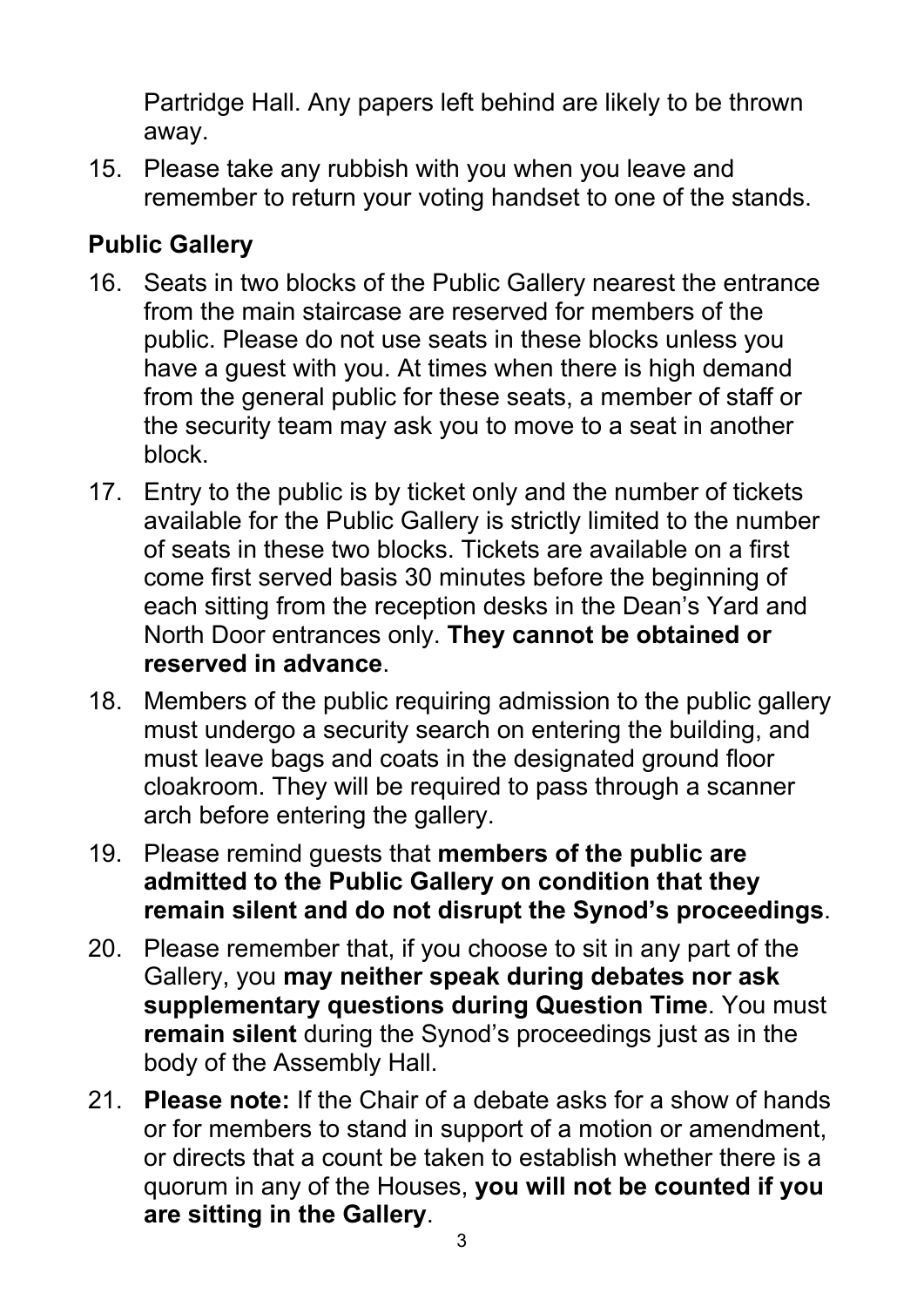Partridge Hall. Any papers left behind are likely to be thrown away.

15. Please take any rubbish with you when you leave and remember to return your voting handset to one of the stands.

## Public Gallery

16. Seats in two blocks of the Public Gallery nearest the entrance from the main staircase are reserved for members of the public. Please do not use seats in these blocks unless you have a guest with you. At times when there is high demand from the general public for these seats, a member of staff or the security team may ask you to move to a seat in another block.

17. Entry to the public is by ticket only and the number of tickets available for the Public Gallery is strictly limited to the number of seats in these two blocks. Tickets are available on a first come first served basis 30 minutes before the beginning of each sitting from the reception desks in the Dean's Yard and North Door entrances only. **They cannot be obtained or reserved in advance**.

18. Members of the public requiring admission to the public gallery must undergo a security search on entering the building, and must leave bags and coats in the designated ground floor cloakroom. They will be required to pass through a scanner arch before entering the gallery.

19. Please remind guests that **members of the public are admitted to the Public Gallery on condition that they remain silent and do not disrupt the Synod's proceedings**.

20. Please remember that, if you choose to sit in any part of the Gallery, you **may neither speak during debates nor ask supplementary questions during Question Time**. You must **remain silent** during the Synod's proceedings just as in the body of the Assembly Hall.

21. **Please note:** If the Chair of a debate asks for a show of hands or for members to stand in support of a motion or amendment, or directs that a count be taken to establish whether there is a quorum in any of the Houses, **you will not be counted if you are sitting in the Gallery**.